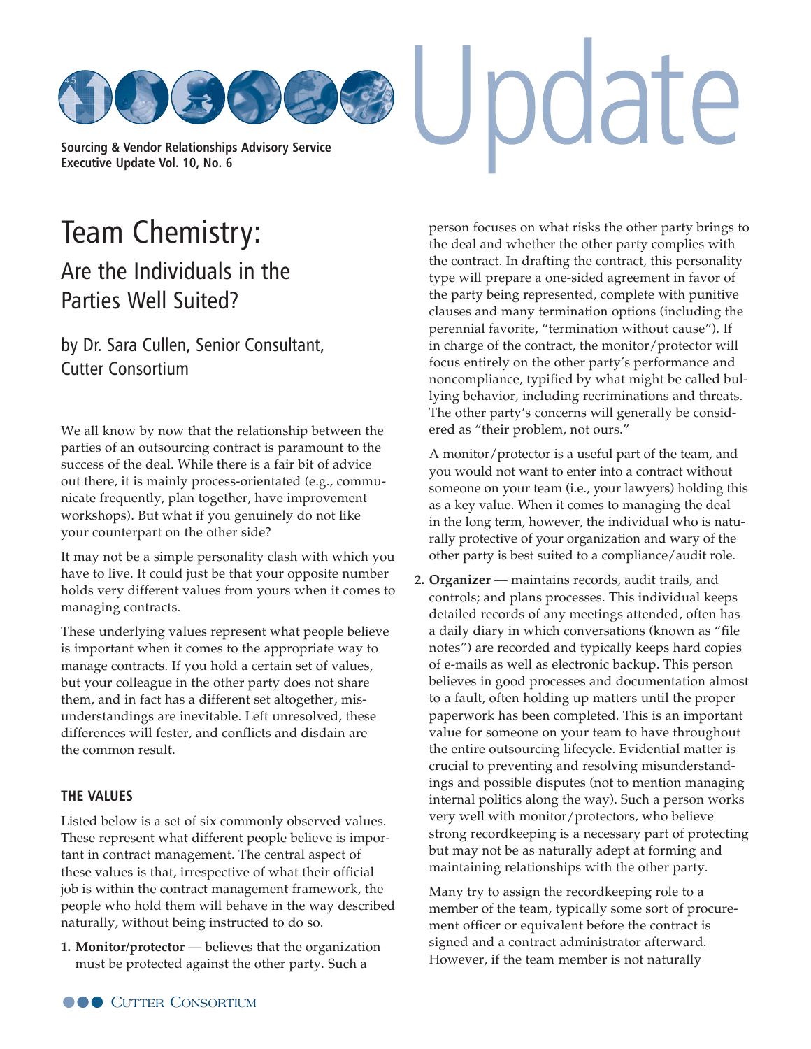Sourcing & Vendor Relationships Advisory Service
Executive Update Vol. 10, No. 6

# Team Chemistry:

## Are the Individuals in the Parties Well Suited?

by Dr. Sara Cullen, Senior Consultant, Cutter Consortium

We all know by now that the relationship between the parties of an outsourcing contract is paramount to the success of the deal. While there is a fair bit of advice out there, it is mainly process-orientated (e.g., communicate frequently, plan together, have improvement workshops). But what if you genuinely do not like your counterpart on the other side?

It may not be a simple personality clash with which you have to live. It could just be that your opposite number holds very different values from yours when it comes to managing contracts.

These underlying values represent what people believe is important when it comes to the appropriate way to manage contracts. If you hold a certain set of values, but your colleague in the other party does not share them, and in fact has a different set altogether, misunderstandings are inevitable. Left unresolved, these differences will fester, and conflicts and disdain are the common result.

### THE VALUES

Listed below is a set of six commonly observed values. These represent what different people believe is important in contract management. The central aspect of these values is that, irrespective of what their official job is within the contract management framework, the people who hold them will behave in the way described naturally, without being instructed to do so.

1. **Monitor/protector** — believes that the organization must be protected against the other party. Such a person focuses on what risks the other party brings to the deal and whether the other party complies with the contract. In drafting the contract, this personality type will prepare a one-sided agreement in favor of the party being represented, complete with punitive clauses and many termination options (including the perennial favorite, "termination without cause"). If in charge of the contract, the monitor/protector will focus entirely on the other party's performance and noncompliance, typified by what might be called bullying behavior, including recriminations and threats. The other party's concerns will generally be considered as "their problem, not ours."

   A monitor/protector is a useful part of the team, and you would not want to enter into a contract without someone on your team (i.e., your lawyers) holding this as a key value. When it comes to managing the deal in the long term, however, the individual who is naturally protective of your organization and wary of the other party is best suited to a compliance/audit role.

2. **Organizer** — maintains records, audit trails, and controls; and plans processes. This individual keeps detailed records of any meetings attended, often has a daily diary in which conversations (known as "file notes") are recorded and typically keeps hard copies of e-mails as well as electronic backup. This person believes in good processes and documentation almost to a fault, often holding up matters until the proper paperwork has been completed. This is an important value for someone on your team to have throughout the entire outsourcing lifecycle. Evidential matter is crucial to preventing and resolving misunderstandings and possible disputes (not to mention managing internal politics along the way). Such a person works very well with monitor/protectors, who believe strong recordkeeping is a necessary part of protecting but may not be as naturally adept at forming and maintaining relationships with the other party.

   Many try to assign the recordkeeping role to a member of the team, typically some sort of procurement officer or equivalent before the contract is signed and a contract administrator afterward. However, if the team member is not naturally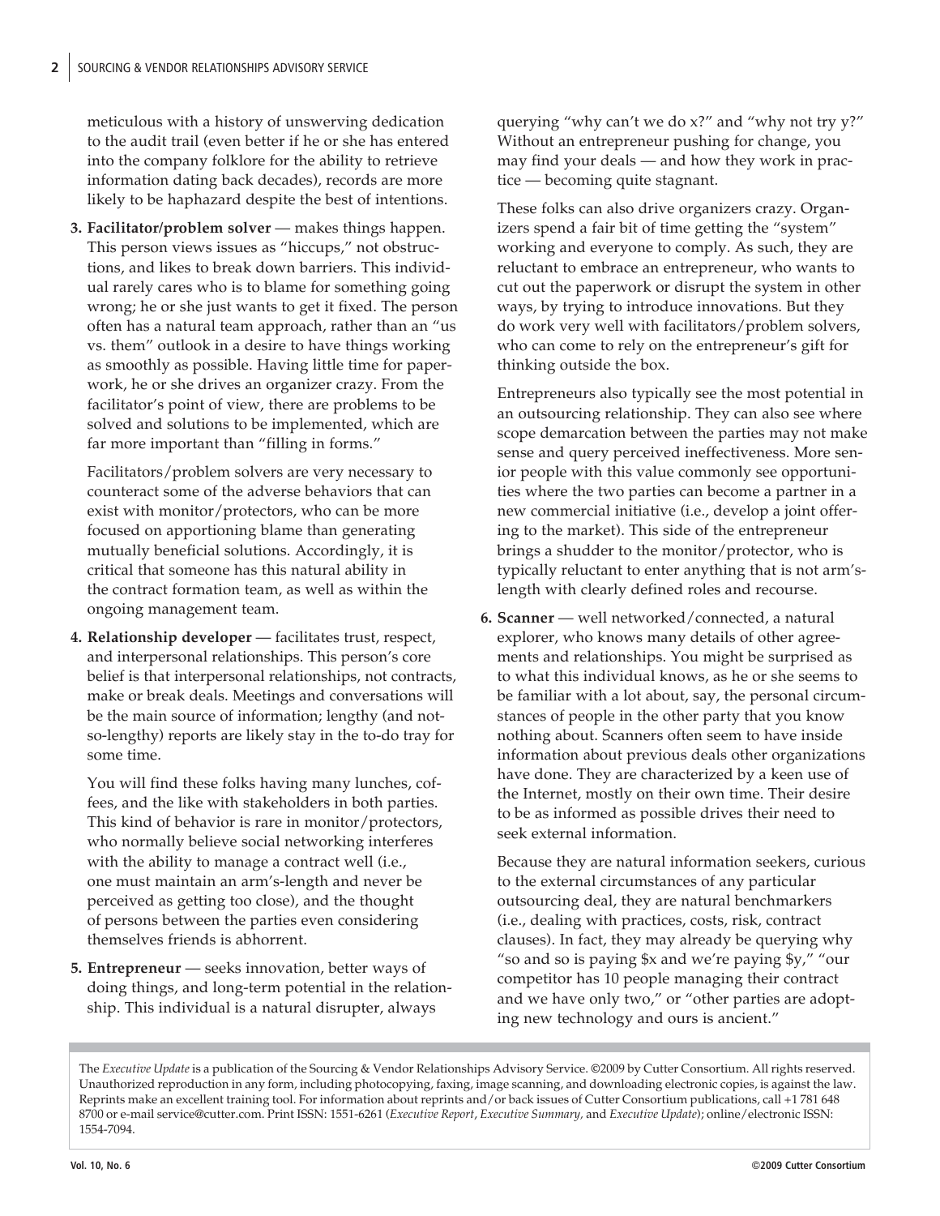meticulous with a history of unswerving dedication to the audit trail (even better if he or she has entered into the company folklore for the ability to retrieve information dating back decades), records are more likely to be haphazard despite the best of intentions.

3. **Facilitator/problem solver** — makes things happen. This person views issues as "hiccups," not obstructions, and likes to break down barriers. This individual rarely cares who is to blame for something going wrong; he or she just wants to get it fixed. The person often has a natural team approach, rather than an "us vs. them" outlook in a desire to have things working as smoothly as possible. Having little time for paperwork, he or she drives an organizer crazy. From the facilitator's point of view, there are problems to be solved and solutions to be implemented, which are far more important than "filling in forms."

   Facilitators/problem solvers are very necessary to counteract some of the adverse behaviors that can exist with monitor/protectors, who can be more focused on apportioning blame than generating mutually beneficial solutions. Accordingly, it is critical that someone has this natural ability in the contract formation team, as well as within the ongoing management team.

4. **Relationship developer** — facilitates trust, respect, and interpersonal relationships. This person's core belief is that interpersonal relationships, not contracts, make or break deals. Meetings and conversations will be the main source of information; lengthy (and not-so-lengthy) reports are likely stay in the to-do tray for some time.

   You will find these folks having many lunches, coffees, and the like with stakeholders in both parties. This kind of behavior is rare in monitor/protectors, who normally believe social networking interferes with the ability to manage a contract well (i.e., one must maintain an arm's-length and never be perceived as getting too close), and the thought of persons between the parties even considering themselves friends is abhorrent.

5. **Entrepreneur** — seeks innovation, better ways of doing things, and long-term potential in the relationship. This individual is a natural disrupter, always querying "why can't we do x?" and "why not try y?" Without an entrepreneur pushing for change, you may find your deals — and how they work in practice — becoming quite stagnant.

   These folks can also drive organizers crazy. Organizers spend a fair bit of time getting the "system" working and everyone to comply. As such, they are reluctant to embrace an entrepreneur, who wants to cut out the paperwork or disrupt the system in other ways, by trying to introduce innovations. But they do work very well with facilitators/problem solvers, who can come to rely on the entrepreneur's gift for thinking outside the box.

   Entrepreneurs also typically see the most potential in an outsourcing relationship. They can also see where scope demarcation between the parties may not make sense and query perceived ineffectiveness. More senior people with this value commonly see opportunities where the two parties can become a partner in a new commercial initiative (i.e., develop a joint offering to the market). This side of the entrepreneur brings a shudder to the monitor/protector, who is typically reluctant to enter anything that is not arm's-length with clearly defined roles and recourse.

6. **Scanner** — well networked/connected, a natural explorer, who knows many details of other agreements and relationships. You might be surprised as to what this individual knows, as he or she seems to be familiar with a lot about, say, the personal circumstances of people in the other party that you know nothing about. Scanners often seem to have inside information about previous deals other organizations have done. They are characterized by a keen use of the Internet, mostly on their own time. Their desire to be as informed as possible drives their need to seek external information.

   Because they are natural information seekers, curious to the external circumstances of any particular outsourcing deal, they are natural benchmarkers (i.e., dealing with practices, costs, risk, contract clauses). In fact, they may already be querying why "so and so is paying $x and we're paying $y," "our competitor has 10 people managing their contract and we have only two," or "other parties are adopting new technology and ours is ancient."

The *Executive Update* is a publication of the Sourcing & Vendor Relationships Advisory Service. ©2009 by Cutter Consortium. All rights reserved. Unauthorized reproduction in any form, including photocopying, faxing, image scanning, and downloading electronic copies, is against the law. Reprints make an excellent training tool. For information about reprints and/or back issues of Cutter Consortium publications, call +1 781 648 8700 or e-mail service@cutter.com. Print ISSN: 1551-6261 (*Executive Report*, *Executive Summary*, and *Executive Update*); online/electronic ISSN: 1554-7094.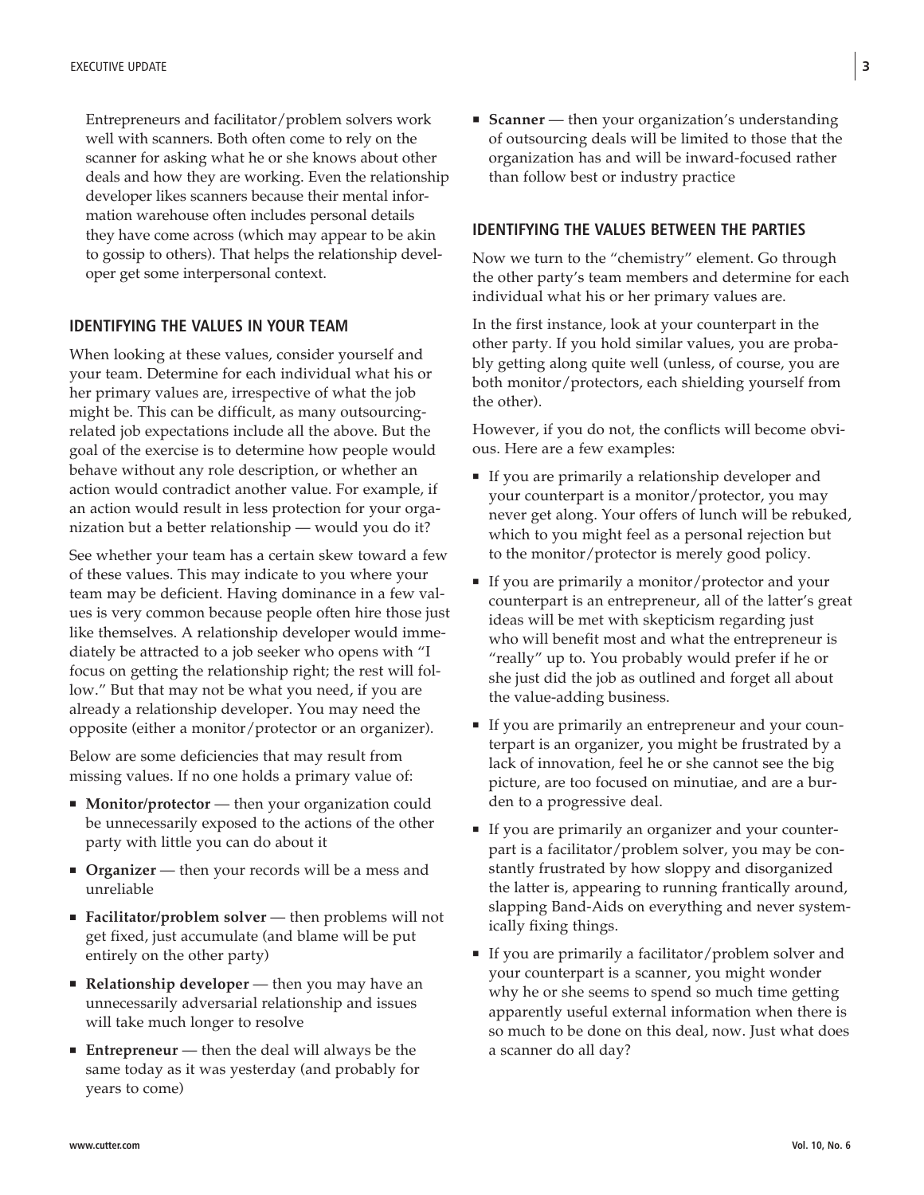Entrepreneurs and facilitator/problem solvers work well with scanners. Both often come to rely on the scanner for asking what he or she knows about other deals and how they are working. Even the relationship developer likes scanners because their mental information warehouse often includes personal details they have come across (which may appear to be akin to gossip to others). That helps the relationship developer get some interpersonal context.

## IDENTIFYING THE VALUES IN YOUR TEAM

When looking at these values, consider yourself and your team. Determine for each individual what his or her primary values are, irrespective of what the job might be. This can be difficult, as many outsourcing-related job expectations include all the above. But the goal of the exercise is to determine how people would behave without any role description, or whether an action would contradict another value. For example, if an action would result in less protection for your organization but a better relationship — would you do it?

See whether your team has a certain skew toward a few of these values. This may indicate to you where your team may be deficient. Having dominance in a few values is very common because people often hire those just like themselves. A relationship developer would immediately be attracted to a job seeker who opens with "I focus on getting the relationship right; the rest will follow." But that may not be what you need, if you are already a relationship developer. You may need the opposite (either a monitor/protector or an organizer).

Below are some deficiencies that may result from missing values. If no one holds a primary value of:

- **Monitor/protector** — then your organization could be unnecessarily exposed to the actions of the other party with little you can do about it
- **Organizer** — then your records will be a mess and unreliable
- **Facilitator/problem solver** — then problems will not get fixed, just accumulate (and blame will be put entirely on the other party)
- **Relationship developer** — then you may have an unnecessarily adversarial relationship and issues will take much longer to resolve
- **Entrepreneur** — then the deal will always be the same today as it was yesterday (and probably for years to come)
- **Scanner** — then your organization's understanding of outsourcing deals will be limited to those that the organization has and will be inward-focused rather than follow best or industry practice

## IDENTIFYING THE VALUES BETWEEN THE PARTIES

Now we turn to the "chemistry" element. Go through the other party's team members and determine for each individual what his or her primary values are.

In the first instance, look at your counterpart in the other party. If you hold similar values, you are probably getting along quite well (unless, of course, you are both monitor/protectors, each shielding yourself from the other).

However, if you do not, the conflicts will become obvious. Here are a few examples:

- If you are primarily a relationship developer and your counterpart is a monitor/protector, you may never get along. Your offers of lunch will be rebuked, which to you might feel as a personal rejection but to the monitor/protector is merely good policy.
- If you are primarily a monitor/protector and your counterpart is an entrepreneur, all of the latter's great ideas will be met with skepticism regarding just who will benefit most and what the entrepreneur is "really" up to. You probably would prefer if he or she just did the job as outlined and forget all about the value-adding business.
- If you are primarily an entrepreneur and your counterpart is an organizer, you might be frustrated by a lack of innovation, feel he or she cannot see the big picture, are too focused on minutiae, and are a burden to a progressive deal.
- If you are primarily an organizer and your counterpart is a facilitator/problem solver, you may be constantly frustrated by how sloppy and disorganized the latter is, appearing to running frantically around, slapping Band-Aids on everything and never systemically fixing things.
- If you are primarily a facilitator/problem solver and your counterpart is a scanner, you might wonder why he or she seems to spend so much time getting apparently useful external information when there is so much to be done on this deal, now. Just what does a scanner do all day?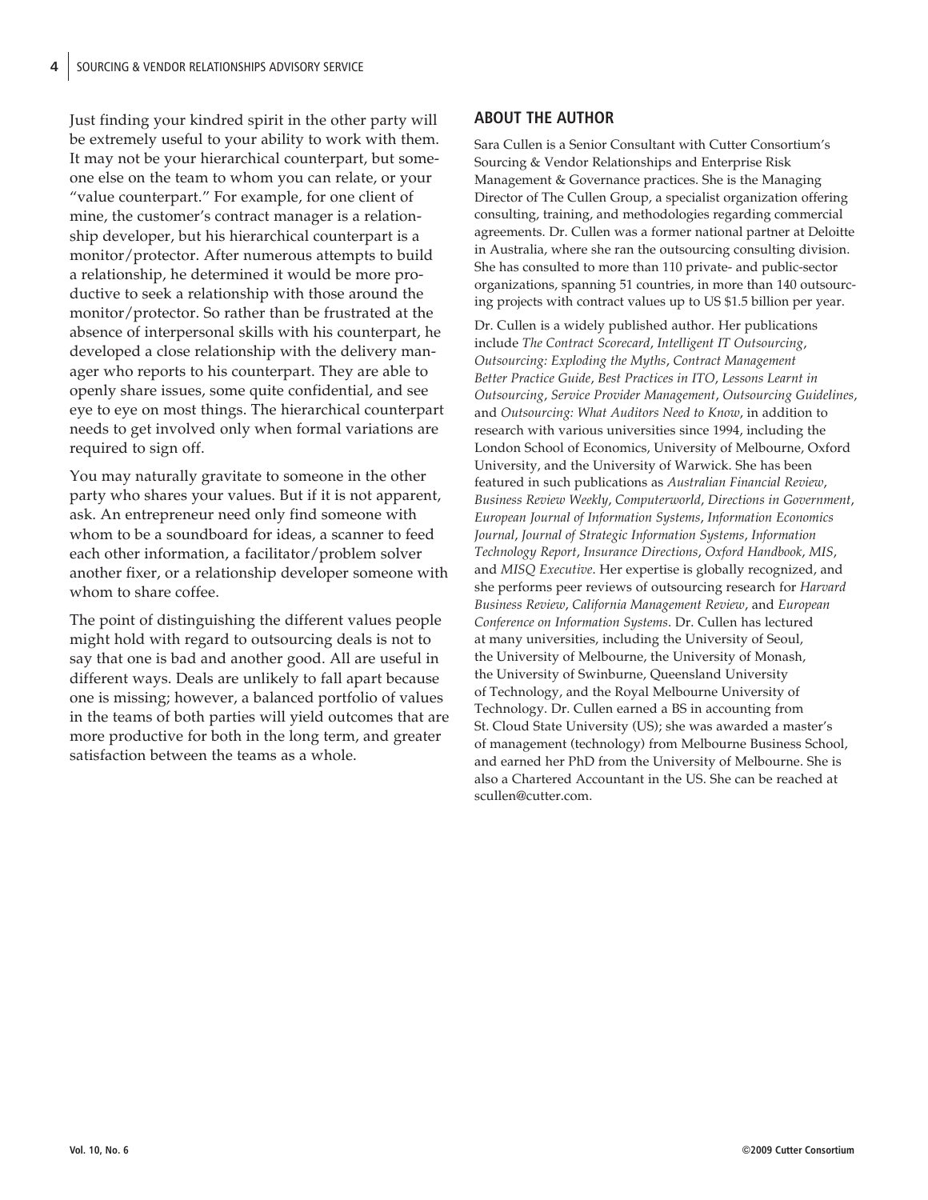Just finding your kindred spirit in the other party will be extremely useful to your ability to work with them. It may not be your hierarchical counterpart, but someone else on the team to whom you can relate, or your "value counterpart." For example, for one client of mine, the customer's contract manager is a relationship developer, but his hierarchical counterpart is a monitor/protector. After numerous attempts to build a relationship, he determined it would be more productive to seek a relationship with those around the monitor/protector. So rather than be frustrated at the absence of interpersonal skills with his counterpart, he developed a close relationship with the delivery manager who reports to his counterpart. They are able to openly share issues, some quite confidential, and see eye to eye on most things. The hierarchical counterpart needs to get involved only when formal variations are required to sign off.

You may naturally gravitate to someone in the other party who shares your values. But if it is not apparent, ask. An entrepreneur need only find someone with whom to be a soundboard for ideas, a scanner to feed each other information, a facilitator/problem solver another fixer, or a relationship developer someone with whom to share coffee.

The point of distinguishing the different values people might hold with regard to outsourcing deals is not to say that one is bad and another good. All are useful in different ways. Deals are unlikely to fall apart because one is missing; however, a balanced portfolio of values in the teams of both parties will yield outcomes that are more productive for both in the long term, and greater satisfaction between the teams as a whole.

## ABOUT THE AUTHOR

Sara Cullen is a Senior Consultant with Cutter Consortium's Sourcing & Vendor Relationships and Enterprise Risk Management & Governance practices. She is the Managing Director of The Cullen Group, a specialist organization offering consulting, training, and methodologies regarding commercial agreements. Dr. Cullen was a former national partner at Deloitte in Australia, where she ran the outsourcing consulting division. She has consulted to more than 110 private- and public-sector organizations, spanning 51 countries, in more than 140 outsourcing projects with contract values up to US $1.5 billion per year.

Dr. Cullen is a widely published author. Her publications include *The Contract Scorecard*, *Intelligent IT Outsourcing*, *Outsourcing: Exploding the Myths*, *Contract Management Better Practice Guide*, *Best Practices in ITO*, *Lessons Learnt in Outsourcing*, *Service Provider Management*, *Outsourcing Guidelines*, and *Outsourcing: What Auditors Need to Know*, in addition to research with various universities since 1994, including the London School of Economics, University of Melbourne, Oxford University, and the University of Warwick. She has been featured in such publications as *Australian Financial Review*, *Business Review Weekly*, *Computerworld*, *Directions in Government*, *European Journal of Information Systems*, *Information Economics Journal*, *Journal of Strategic Information Systems*, *Information Technology Report*, *Insurance Directions*, *Oxford Handbook*, *MIS*, and *MISQ Executive*. Her expertise is globally recognized, and she performs peer reviews of outsourcing research for *Harvard Business Review*, *California Management Review*, and *European Conference on Information Systems*. Dr. Cullen has lectured at many universities, including the University of Seoul, the University of Melbourne, the University of Monash, the University of Swinburne, Queensland University of Technology, and the Royal Melbourne University of Technology. Dr. Cullen earned a BS in accounting from St. Cloud State University (US); she was awarded a master's of management (technology) from Melbourne Business School, and earned her PhD from the University of Melbourne. She is also a Chartered Accountant in the US. She can be reached at scullen@cutter.com.